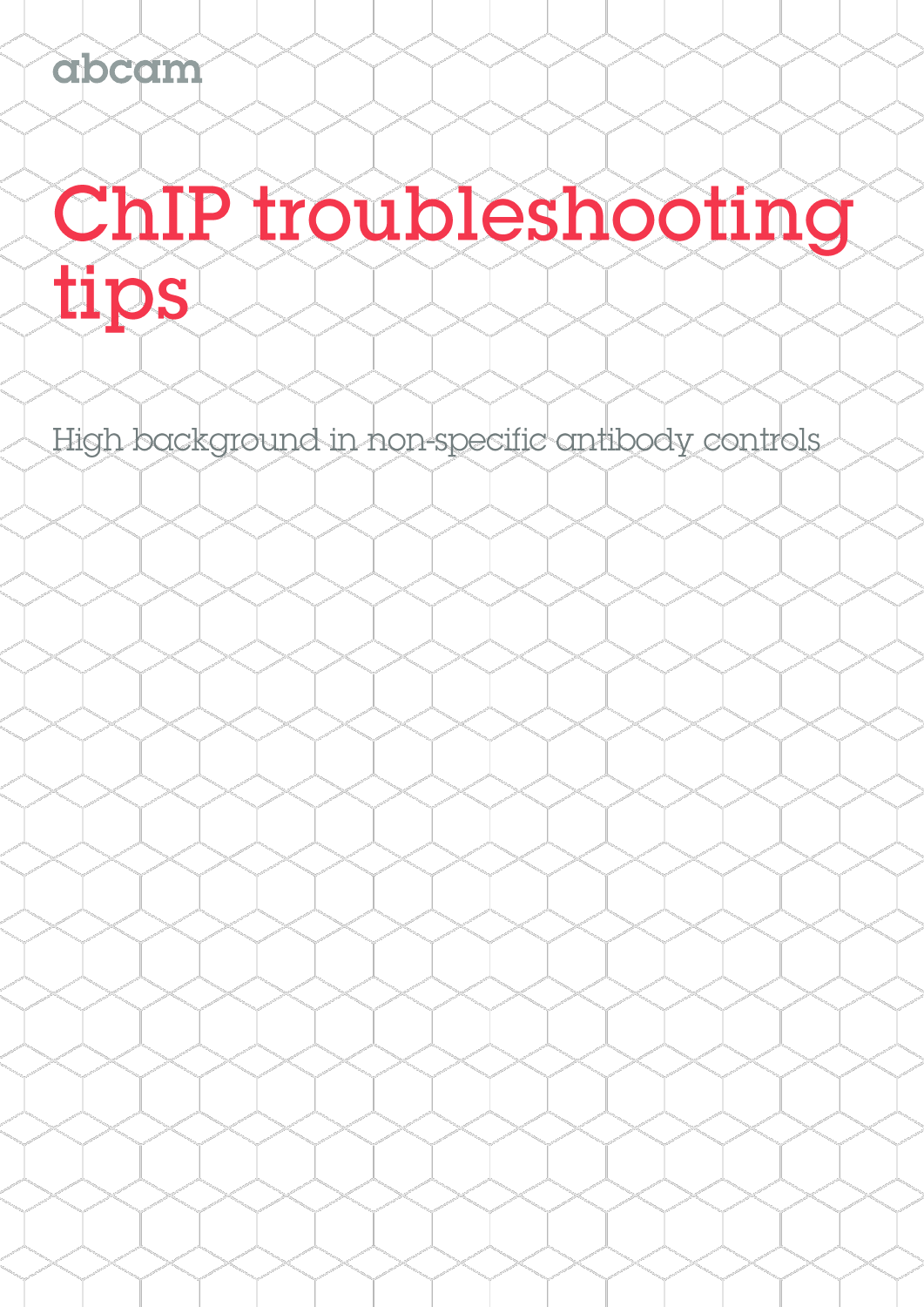abcam

# ChIP troubleshooting tips

High background in non-specific antibody controls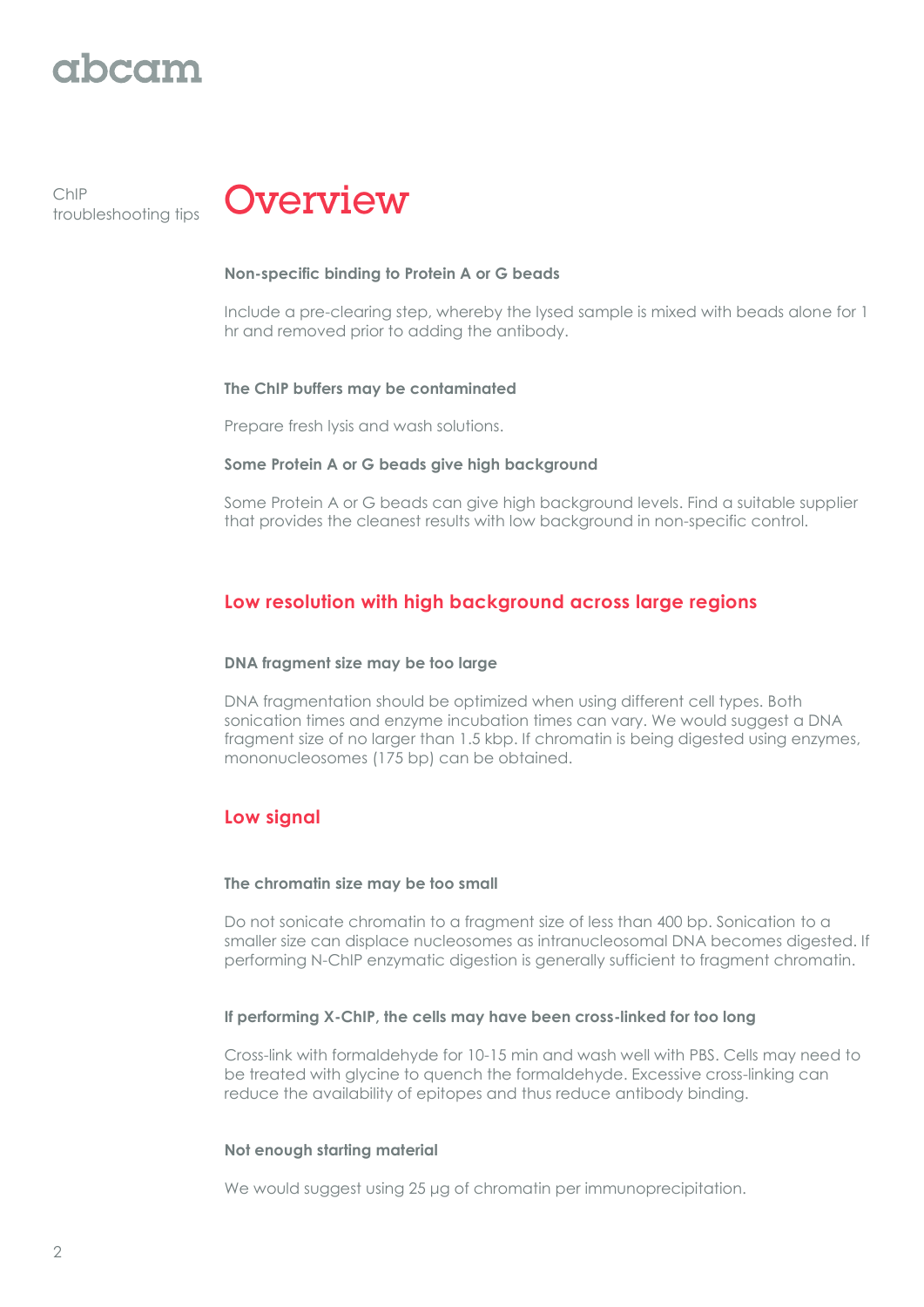# Overview

**Non-specific binding to Protein A or G beads**

Include a pre-clearing step, whereby the lysed sample is mixed with beads alone for 1 hr and removed prior to adding the antibody.

**The ChIP buffers may be contaminated**

Prepare fresh lysis and wash solutions.

**Some Protein A or G beads give high background**

Some Protein A or G beads can give high background levels. Find a suitable supplier that provides the cleanest results with low background in non-specific control.

## Low resolution with high background across large regions

**DNA fragment size may be too large**

DNA fragmentation should be optimized when using different cell types. Both sonication times and enzyme incubation times can vary. We would suggest a DNA fragment size of no larger than 1.5 kbp. If chromatin is being digested using enzymes, mononucleosomes (175 bp) can be obtained.

## Low signal

**The chromatin size may be too small**

Do not sonicate chromatin to a fragment size of less than 400 bp. Sonication to a smaller size can displace nucleosomes as intranucleosomal DNA becomes digested. If performing N-ChIP enzymatic digestion is generally sufficient to fragment chromatin.

**If performing X-ChIP, the cells may have been cross-linked for too long**

Cross-link with formaldehyde for 10-15 min and wash well with PBS. Cells may need to be treated with glycine to quench the formaldehyde. Excessive cross-linking can reduce the availability of epitopes and thus reduce antibody binding.

**Not enough starting material**

We would suggest using 25 μg of chromatin per immunoprecipitation.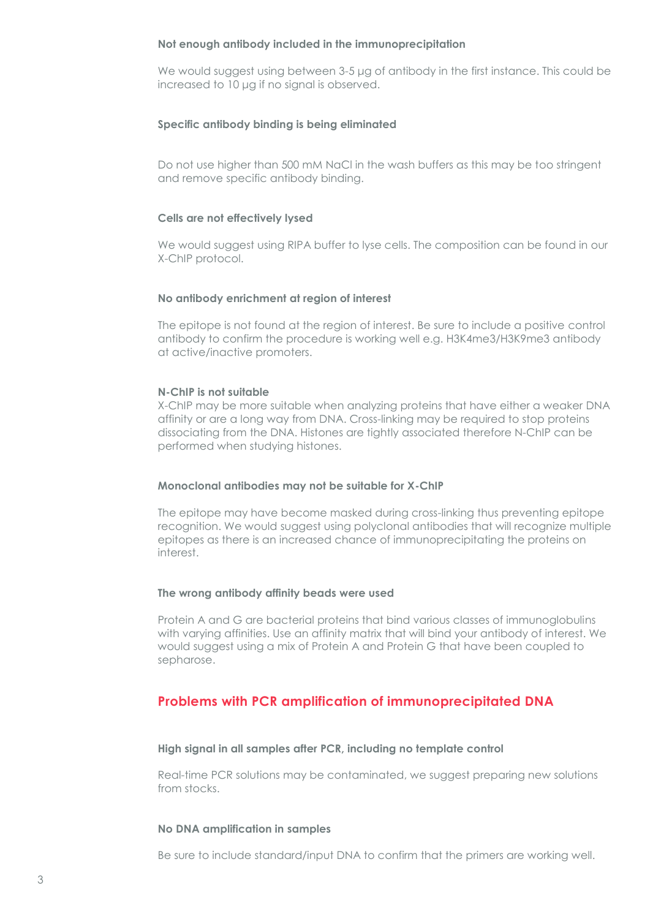#### Not enough antibody included in the immunoprecipitation

We would suggest using between 3-5 µg of antibody in the first instance. This could be increased to 10 µg if no signal is observed.

#### Specific antibody binding is being eliminated

Do not use higher than 500 mM NaCl in the wash buffers as this may be too stringent and remove specific antibody binding.

#### Cells are not effectively lysed

We would suggest using RIPA buffer to lyse cells. The composition can be found in our X-ChIP protocol.

#### No antibody enrichment at region of interest

The epitope is not found at the region of interest. Be sure to include a positive control antibody to confirm the procedure is working well e.g. H3K4me3/H3K9me3 antibody at active/inactive promoters.

#### N-ChIP is not suitable

X-ChIP may be more suitable when analyzing proteins that have either a weaker DNA affinity or are a long way from DNA. Cross-linking may be required to stop proteins dissociating from the DNA. Histones are tightly associated therefore N-ChIP can be performed when studying histones.

#### Monoclonal antibodies may not be suitable for X-ChIP

The epitope may have become masked during cross-linking thus preventing epitope recognition. We would suggest using polyclonal antibodies that will recognize multiple epitopes as there is an increased chance of immunoprecipitating the proteins on interest.

#### The wrong antibody affinity beads were used

Protein A and G are bacterial proteins that bind various classes of immunoglobulins with varying affinities. Use an affinity matrix that will bind your antibody of interest. We would suggest using a mix of Protein A and Protein G that have been coupled to sepharose.

## Problems with PCR amplification of immunoprecipitated DNA

#### High signal in all samples after PCR, including no template control

Real-time PCR solutions may be contaminated, we suggest preparing new solutions from stocks.

#### No DNA amplification in samples

Be sure to include standard/input DNA to confirm that the primers are working well.